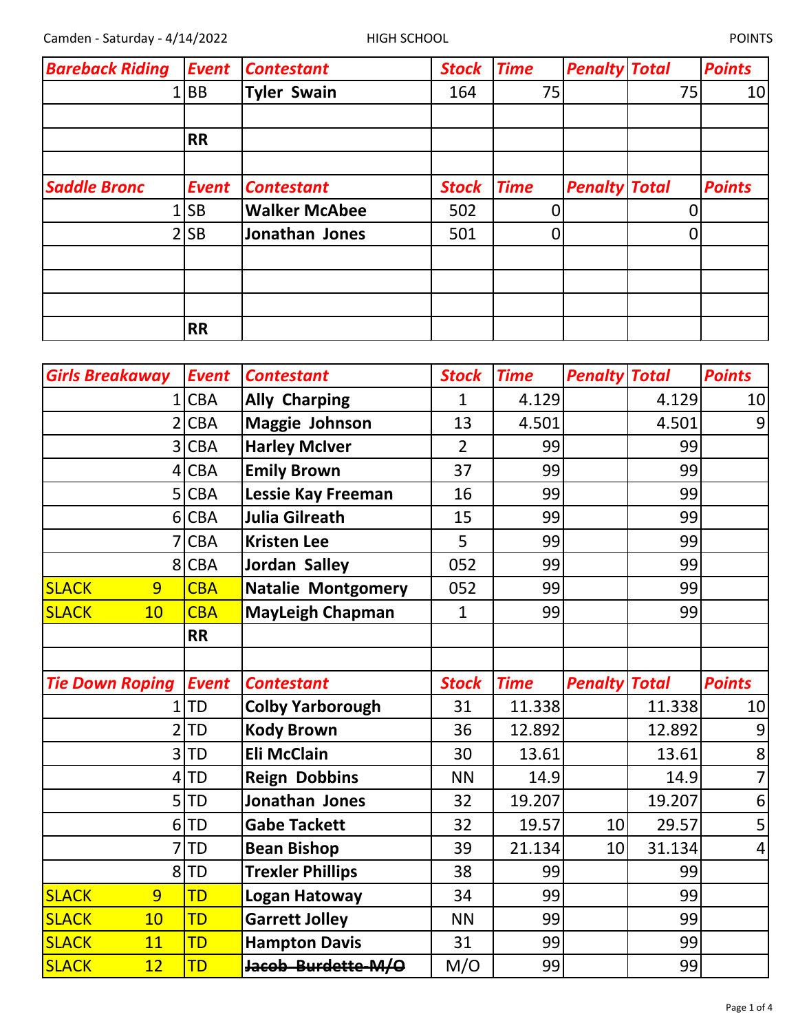Camden - Saturday - 4/14/2022 HIGH SCHOOL POINTS

| Bareback Riding | Event | Contestant | Stock | Time | Penalty | Total | Points |
|---|---|---|---|---|---|---|---|
| 1 | BB | Tyler Swain | 164 | 75 | | 75 | 10 |
| | | | | | | | |
| | RR | | | | | | |
| | | | | | | | |

| Saddle Bronc | Event | Contestant | Stock | Time | Penalty | Total | Points |
|---|---|---|---|---|---|---|---|
| 1 | SB | Walker McAbee | 502 | 0 | | 0 | |
| 2 | SB | Jonathan Jones | 501 | 0 | | 0 | |
| | | | | | | | |
| | | | | | | | |
| | | | | | | | |
| | RR | | | | | | |

| Girls Breakaway | Event | Contestant | Stock | Time | Penalty | Total | Points |
|---|---|---|---|---|---|---|---|
| 1 | CBA | Ally Charping | 1 | 4.129 | | 4.129 | 10 |
| 2 | CBA | Maggie Johnson | 13 | 4.501 | | 4.501 | 9 |
| 3 | CBA | Harley McIver | 2 | 99 | | 99 | |
| 4 | CBA | Emily Brown | 37 | 99 | | 99 | |
| 5 | CBA | Lessie Kay Freeman | 16 | 99 | | 99 | |
| 6 | CBA | Julia Gilreath | 15 | 99 | | 99 | |
| 7 | CBA | Kristen Lee | 5 | 99 | | 99 | |
| 8 | CBA | Jordan Salley | 052 | 99 | | 99 | |
| SLACK 9 | CBA | Natalie Montgomery | 052 | 99 | | 99 | |
| SLACK 10 | CBA | MayLeigh Chapman | 1 | 99 | | 99 | |
| | RR | | | | | | |
| | | | | | | | |

| Tie Down Roping | Event | Contestant | Stock | Time | Penalty | Total | Points |
|---|---|---|---|---|---|---|---|
| 1 | TD | Colby Yarborough | 31 | 11.338 | | 11.338 | 10 |
| 2 | TD | Kody Brown | 36 | 12.892 | | 12.892 | 9 |
| 3 | TD | Eli McClain | 30 | 13.61 | | 13.61 | 8 |
| 4 | TD | Reign Dobbins | NN | 14.9 | | 14.9 | 7 |
| 5 | TD | Jonathan Jones | 32 | 19.207 | | 19.207 | 6 |
| 6 | TD | Gabe Tackett | 32 | 19.57 | 10 | 29.57 | 5 |
| 7 | TD | Bean Bishop | 39 | 21.134 | 10 | 31.134 | 4 |
| 8 | TD | Trexler Phillips | 38 | 99 | | 99 | |
| SLACK 9 | TD | Logan Hatoway | 34 | 99 | | 99 | |
| SLACK 10 | TD | Garrett Jolley | NN | 99 | | 99 | |
| SLACK 11 | TD | Hampton Davis | 31 | 99 | | 99 | |
| SLACK 12 | TD | ~~Jacob Burdette M/O~~ | M/O | 99 | | 99 | |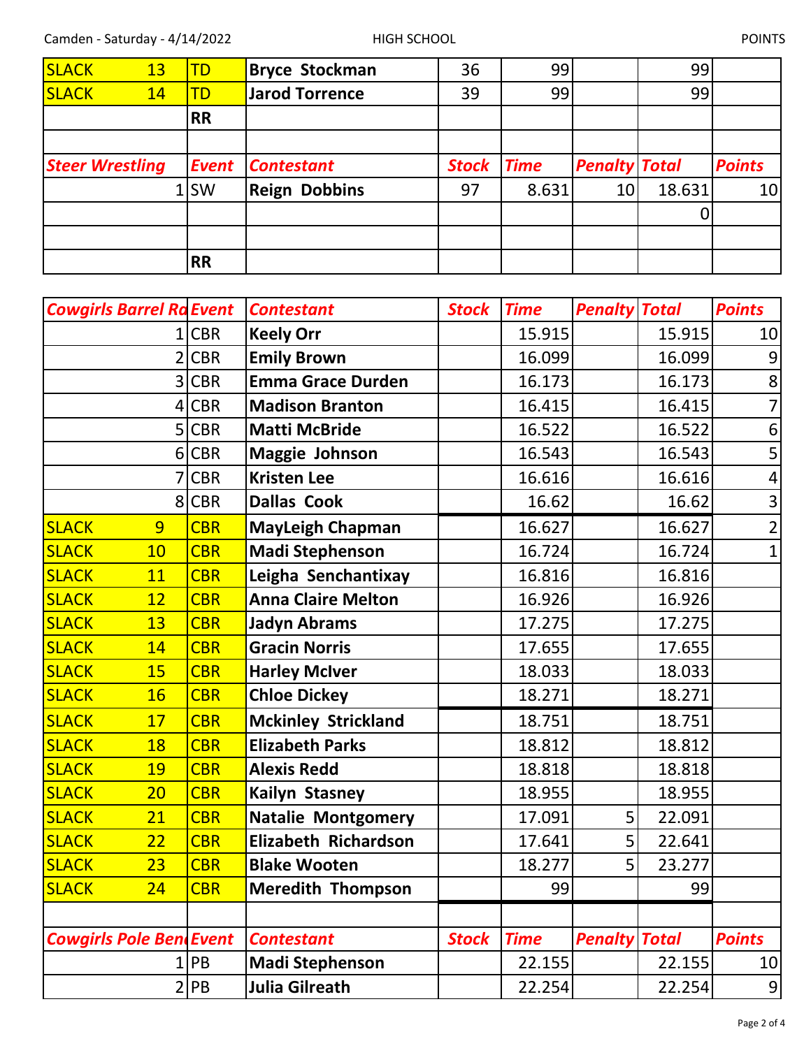| | | | | | | | |
|---|---|---|---|---|---|---|---|
| SLACK 13 | TD | Bryce Stockman | 36 | 99 | | 99 | |
| SLACK 14 | TD | Jarod Torrence | 39 | 99 | | 99 | |
| | RR | | | | | | |

| *Steer Wrestling* | *Event* | *Contestant* | *Stock* | *Time* | *Penalty* | *Total* | *Points* |
|---|---|---|---|---|---|---|---|
| 1 | SW | Reign Dobbins | 97 | 8.631 | 10 | 18.631 | 10 |
| | | | | | | 0 | |
| | | | | | | | |
| | RR | | | | | | |

| *Cowgirls Barrel Ra* | *Event* | *Contestant* | *Stock* | *Time* | *Penalty* | *Total* | *Points* |
|---|---|---|---|---|---|---|---|
| 1 | CBR | Keely Orr | | 15.915 | | 15.915 | 10 |
| 2 | CBR | Emily Brown | | 16.099 | | 16.099 | 9 |
| 3 | CBR | Emma Grace Durden | | 16.173 | | 16.173 | 8 |
| 4 | CBR | Madison Branton | | 16.415 | | 16.415 | 7 |
| 5 | CBR | Matti McBride | | 16.522 | | 16.522 | 6 |
| 6 | CBR | Maggie Johnson | | 16.543 | | 16.543 | 5 |
| 7 | CBR | Kristen Lee | | 16.616 | | 16.616 | 4 |
| 8 | CBR | Dallas Cook | | 16.62 | | 16.62 | 3 |
| SLACK 9 | CBR | MayLeigh Chapman | | 16.627 | | 16.627 | 2 |
| SLACK 10 | CBR | Madi Stephenson | | 16.724 | | 16.724 | 1 |
| SLACK 11 | CBR | Leigha Senchantixay | | 16.816 | | 16.816 | |
| SLACK 12 | CBR | Anna Claire Melton | | 16.926 | | 16.926 | |
| SLACK 13 | CBR | Jadyn Abrams | | 17.275 | | 17.275 | |
| SLACK 14 | CBR | Gracin Norris | | 17.655 | | 17.655 | |
| SLACK 15 | CBR | Harley McIver | | 18.033 | | 18.033 | |
| SLACK 16 | CBR | Chloe Dickey | | 18.271 | | 18.271 | |
| SLACK 17 | CBR | Mckinley Strickland | | 18.751 | | 18.751 | |
| SLACK 18 | CBR | Elizabeth Parks | | 18.812 | | 18.812 | |
| SLACK 19 | CBR | Alexis Redd | | 18.818 | | 18.818 | |
| SLACK 20 | CBR | Kailyn Stasney | | 18.955 | | 18.955 | |
| SLACK 21 | CBR | Natalie Montgomery | | 17.091 | 5 | 22.091 | |
| SLACK 22 | CBR | Elizabeth Richardson | | 17.641 | 5 | 22.641 | |
| SLACK 23 | CBR | Blake Wooten | | 18.277 | 5 | 23.277 | |
| SLACK 24 | CBR | Meredith Thompson | | 99 | | 99 | |

| *Cowgirls Pole Ben* | *Event* | *Contestant* | *Stock* | *Time* | *Penalty* | *Total* | *Points* |
|---|---|---|---|---|---|---|---|
| 1 | PB | Madi Stephenson | | 22.155 | | 22.155 | 10 |
| 2 | PB | Julia Gilreath | | 22.254 | | 22.254 | 9 |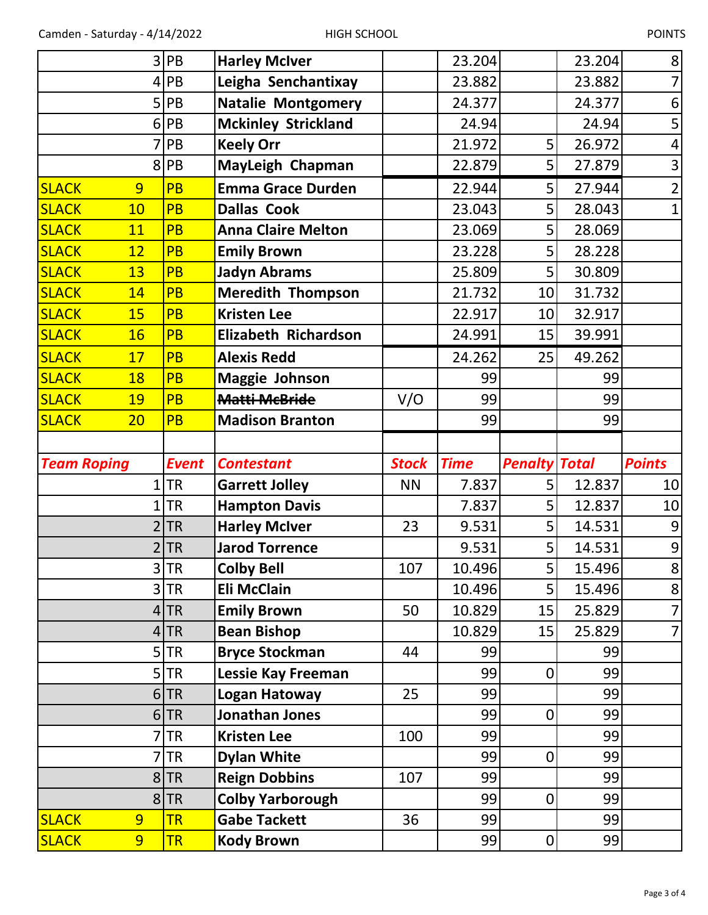| | | | | | | | |
|---|---|---|---|---|---|---|---|
| 3 | PB | **Harley McIver** | | 23.204 | | 23.204 | 8 |
| 4 | PB | **Leigha Senchantixay** | | 23.882 | | 23.882 | 7 |
| 5 | PB | **Natalie Montgomery** | | 24.377 | | 24.377 | 6 |
| 6 | PB | **Mckinley Strickland** | | 24.94 | | 24.94 | 5 |
| 7 | PB | **Keely Orr** | | 21.972 | 5 | 26.972 | 4 |
| 8 | PB | **MayLeigh Chapman** | | 22.879 | 5 | 27.879 | 3 |
| SLACK 9 | PB | **Emma Grace Durden** | | 22.944 | 5 | 27.944 | 2 |
| SLACK 10 | PB | **Dallas Cook** | | 23.043 | 5 | 28.043 | 1 |
| SLACK 11 | PB | **Anna Claire Melton** | | 23.069 | 5 | 28.069 | |
| SLACK 12 | PB | **Emily Brown** | | 23.228 | 5 | 28.228 | |
| SLACK 13 | PB | **Jadyn Abrams** | | 25.809 | 5 | 30.809 | |
| SLACK 14 | PB | **Meredith Thompson** | | 21.732 | 10 | 31.732 | |
| SLACK 15 | PB | **Kristen Lee** | | 22.917 | 10 | 32.917 | |
| SLACK 16 | PB | **Elizabeth Richardson** | | 24.991 | 15 | 39.991 | |
| SLACK 17 | PB | **Alexis Redd** | | 24.262 | 25 | 49.262 | |
| SLACK 18 | PB | **Maggie Johnson** | | 99 | | 99 | |
| SLACK 19 | PB | ~~**Matti McBride**~~ | V/O | 99 | | 99 | |
| SLACK 20 | PB | **Madison Branton** | | 99 | | 99 | |

| *Team Roping* | *Event* | *Contestant* | *Stock* | *Time* | *Penalty* | *Total* | *Points* |
|---|---|---|---|---|---|---|---|
| 1 | TR | **Garrett Jolley** | NN | 7.837 | 5 | 12.837 | 10 |
| 1 | TR | **Hampton Davis** | | 7.837 | 5 | 12.837 | 10 |
| 2 | TR | **Harley McIver** | 23 | 9.531 | 5 | 14.531 | 9 |
| 2 | TR | **Jarod Torrence** | | 9.531 | 5 | 14.531 | 9 |
| 3 | TR | **Colby Bell** | 107 | 10.496 | 5 | 15.496 | 8 |
| 3 | TR | **Eli McClain** | | 10.496 | 5 | 15.496 | 8 |
| 4 | TR | **Emily Brown** | 50 | 10.829 | 15 | 25.829 | 7 |
| 4 | TR | **Bean Bishop** | | 10.829 | 15 | 25.829 | 7 |
| 5 | TR | **Bryce Stockman** | 44 | 99 | | 99 | |
| 5 | TR | **Lessie Kay Freeman** | | 99 | 0 | 99 | |
| 6 | TR | **Logan Hatoway** | 25 | 99 | | 99 | |
| 6 | TR | **Jonathan Jones** | | 99 | 0 | 99 | |
| 7 | TR | **Kristen Lee** | 100 | 99 | | 99 | |
| 7 | TR | **Dylan White** | | 99 | 0 | 99 | |
| 8 | TR | **Reign Dobbins** | 107 | 99 | | 99 | |
| 8 | TR | **Colby Yarborough** | | 99 | 0 | 99 | |
| SLACK 9 | TR | **Gabe Tackett** | 36 | 99 | | 99 | |
| SLACK 9 | TR | **Kody Brown** | | 99 | 0 | 99 | |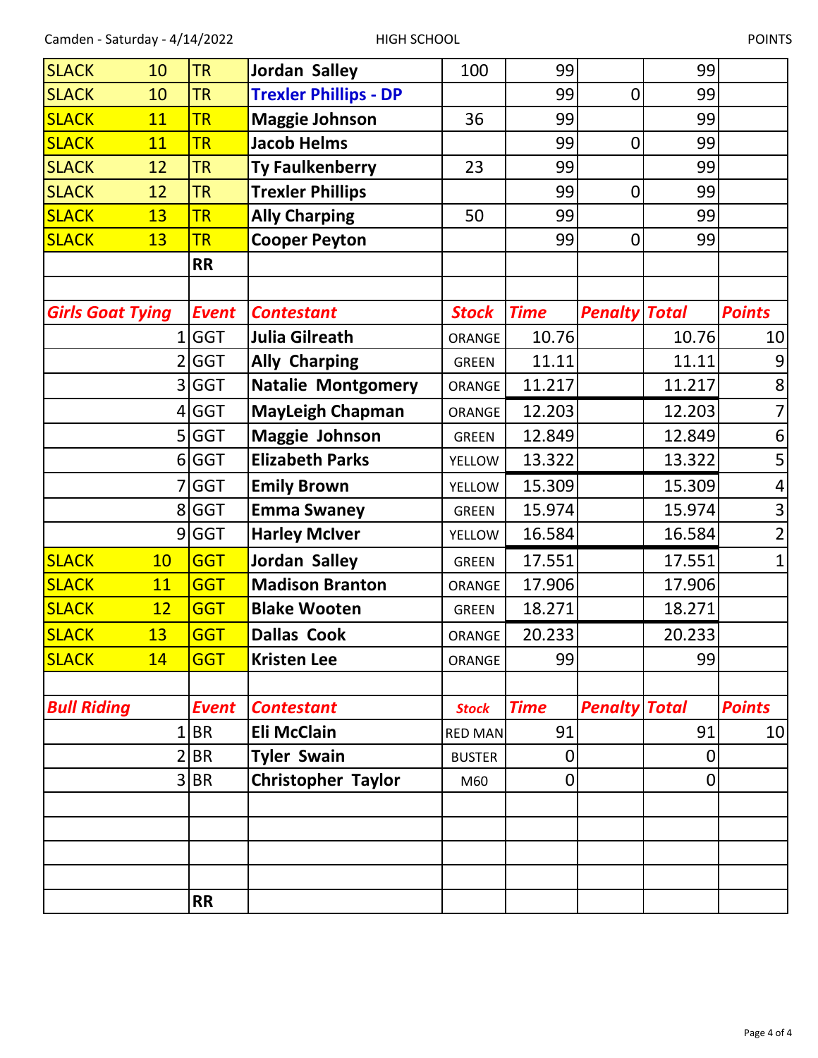Camden - Saturday - 4/14/2022 HIGH SCHOOL POINTS

| | | | | | | | |
|---|---|---|---|---|---|---|---|
| SLACK 10 | TR | **Jordan Salley** | 100 | 99 | | 99 | |
| SLACK 10 | TR | **Trexler Phillips - DP** | | 99 | 0 | 99 | |
| SLACK 11 | TR | **Maggie Johnson** | 36 | 99 | | 99 | |
| SLACK 11 | TR | **Jacob Helms** | | 99 | 0 | 99 | |
| SLACK 12 | TR | **Ty Faulkenberry** | 23 | 99 | | 99 | |
| SLACK 12 | TR | **Trexler Phillips** | | 99 | 0 | 99 | |
| SLACK 13 | TR | **Ally Charping** | 50 | 99 | | 99 | |
| SLACK 13 | TR | **Cooper Peyton** | | 99 | 0 | 99 | |
| | **RR** | | | | | | |
| | | | | | | | |
| ***Girls Goat Tying*** | ***Event*** | ***Contestant*** | ***Stock*** | ***Time*** | ***Penalty*** | ***Total*** | ***Points*** |
| 1 | GGT | **Julia Gilreath** | ORANGE | 10.76 | | 10.76 | 10 |
| 2 | GGT | **Ally Charping** | GREEN | 11.11 | | 11.11 | 9 |
| 3 | GGT | **Natalie Montgomery** | ORANGE | 11.217 | | 11.217 | 8 |
| 4 | GGT | **MayLeigh Chapman** | ORANGE | 12.203 | | 12.203 | 7 |
| 5 | GGT | **Maggie Johnson** | GREEN | 12.849 | | 12.849 | 6 |
| 6 | GGT | **Elizabeth Parks** | YELLOW | 13.322 | | 13.322 | 5 |
| 7 | GGT | **Emily Brown** | YELLOW | 15.309 | | 15.309 | 4 |
| 8 | GGT | **Emma Swaney** | GREEN | 15.974 | | 15.974 | 3 |
| 9 | GGT | **Harley McIver** | YELLOW | 16.584 | | 16.584 | 2 |
| SLACK 10 | GGT | **Jordan Salley** | GREEN | 17.551 | | 17.551 | 1 |
| SLACK 11 | GGT | **Madison Branton** | ORANGE | 17.906 | | 17.906 | |
| SLACK 12 | GGT | **Blake Wooten** | GREEN | 18.271 | | 18.271 | |
| SLACK 13 | GGT | **Dallas Cook** | ORANGE | 20.233 | | 20.233 | |
| SLACK 14 | GGT | **Kristen Lee** | ORANGE | 99 | | 99 | |
| | | | | | | | |
| ***Bull Riding*** | ***Event*** | ***Contestant*** | ***Stock*** | ***Time*** | ***Penalty*** | ***Total*** | ***Points*** |
| 1 | BR | **Eli McClain** | RED MAN | 91 | | 91 | 10 |
| 2 | BR | **Tyler Swain** | BUSTER | 0 | | 0 | |
| 3 | BR | **Christopher Taylor** | M60 | 0 | | 0 | |
| | | | | | | | |
| | | | | | | | |
| | | | | | | | |
| | | | | | | | |
| | **RR** | | | | | | |